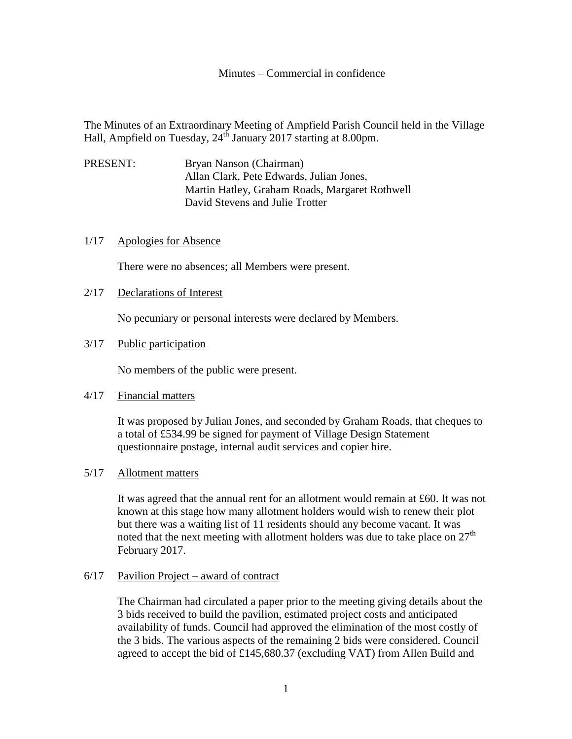Minutes – Commercial in confidence

The Minutes of an Extraordinary Meeting of Ampfield Parish Council held in the Village Hall, Ampfield on Tuesday, 24th January 2017 starting at 8.00pm.

PRESENT: Bryan Nanson (Chairman)
Allan Clark, Pete Edwards, Julian Jones,
Martin Hatley, Graham Roads, Margaret Rothwell
David Stevens and Julie Trotter

1/17 Apologies for Absence

There were no absences; all Members were present.

2/17 Declarations of Interest

No pecuniary or personal interests were declared by Members.

3/17 Public participation

No members of the public were present.

4/17 Financial matters

It was proposed by Julian Jones, and seconded by Graham Roads, that cheques to a total of £534.99 be signed for payment of Village Design Statement questionnaire postage, internal audit services and copier hire.

5/17 Allotment matters

It was agreed that the annual rent for an allotment would remain at £60. It was not known at this stage how many allotment holders would wish to renew their plot but there was a waiting list of 11 residents should any become vacant. It was noted that the next meeting with allotment holders was due to take place on 27th February 2017.

6/17 Pavilion Project – award of contract

The Chairman had circulated a paper prior to the meeting giving details about the 3 bids received to build the pavilion, estimated project costs and anticipated availability of funds. Council had approved the elimination of the most costly of the 3 bids. The various aspects of the remaining 2 bids were considered. Council agreed to accept the bid of £145,680.37 (excluding VAT) from Allen Build and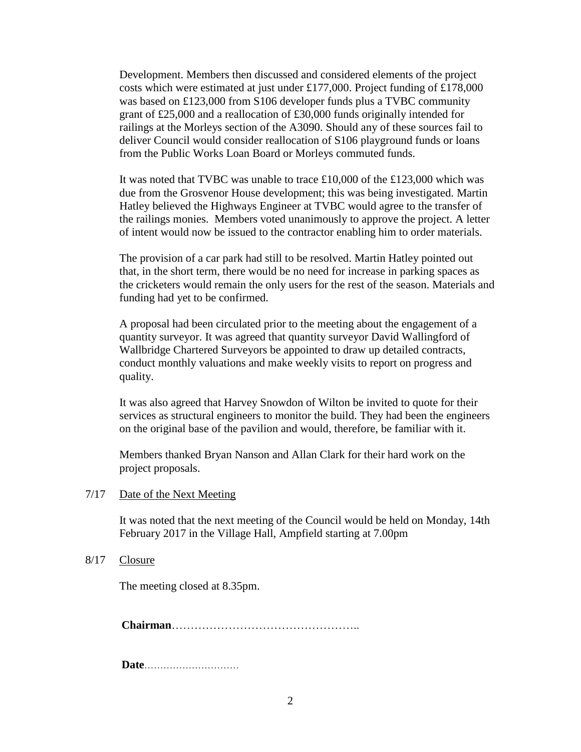Development. Members then discussed and considered elements of the project costs which were estimated at just under £177,000. Project funding of £178,000 was based on £123,000 from S106 developer funds plus a TVBC community grant of £25,000 and a reallocation of £30,000 funds originally intended for railings at the Morleys section of the A3090. Should any of these sources fail to deliver Council would consider reallocation of S106 playground funds or loans from the Public Works Loan Board or Morleys commuted funds.

It was noted that TVBC was unable to trace £10,000 of the £123,000 which was due from the Grosvenor House development; this was being investigated. Martin Hatley believed the Highways Engineer at TVBC would agree to the transfer of the railings monies. Members voted unanimously to approve the project. A letter of intent would now be issued to the contractor enabling him to order materials.

The provision of a car park had still to be resolved. Martin Hatley pointed out that, in the short term, there would be no need for increase in parking spaces as the cricketers would remain the only users for the rest of the season. Materials and funding had yet to be confirmed.

A proposal had been circulated prior to the meeting about the engagement of a quantity surveyor. It was agreed that quantity surveyor David Wallingford of Wallbridge Chartered Surveyors be appointed to draw up detailed contracts, conduct monthly valuations and make weekly visits to report on progress and quality.

It was also agreed that Harvey Snowdon of Wilton be invited to quote for their services as structural engineers to monitor the build. They had been the engineers on the original base of the pavilion and would, therefore, be familiar with it.

Members thanked Bryan Nanson and Allan Clark for their hard work on the project proposals.

7/17 Date of the Next Meeting

It was noted that the next meeting of the Council would be held on Monday, 14th February 2017 in the Village Hall, Ampfield starting at 7.00pm

8/17 Closure

The meeting closed at 8.35pm.

**Chairman**…………………………………………..

**Date**…………………………